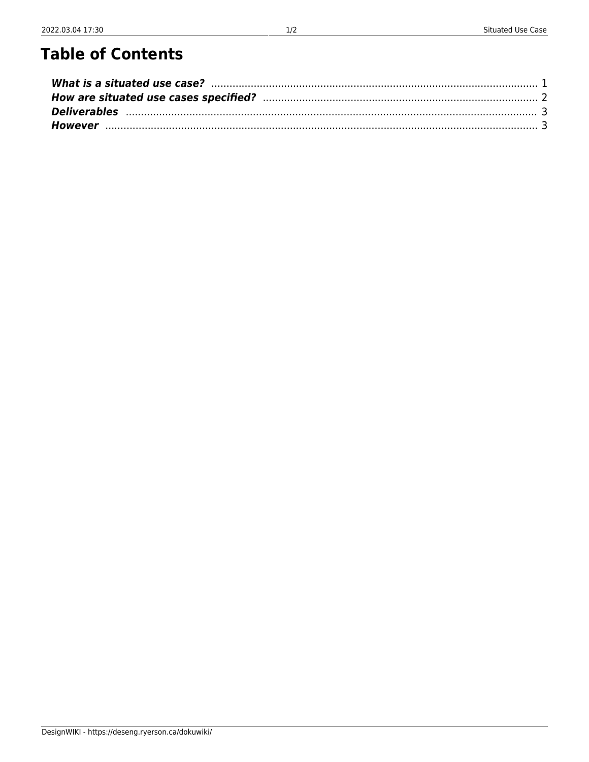# Table of Contents

***What is a situated use case?*** .......... 1
***How are situated use cases specified?*** .......... 2
***Deliverables*** .......... 3
***However*** .......... 3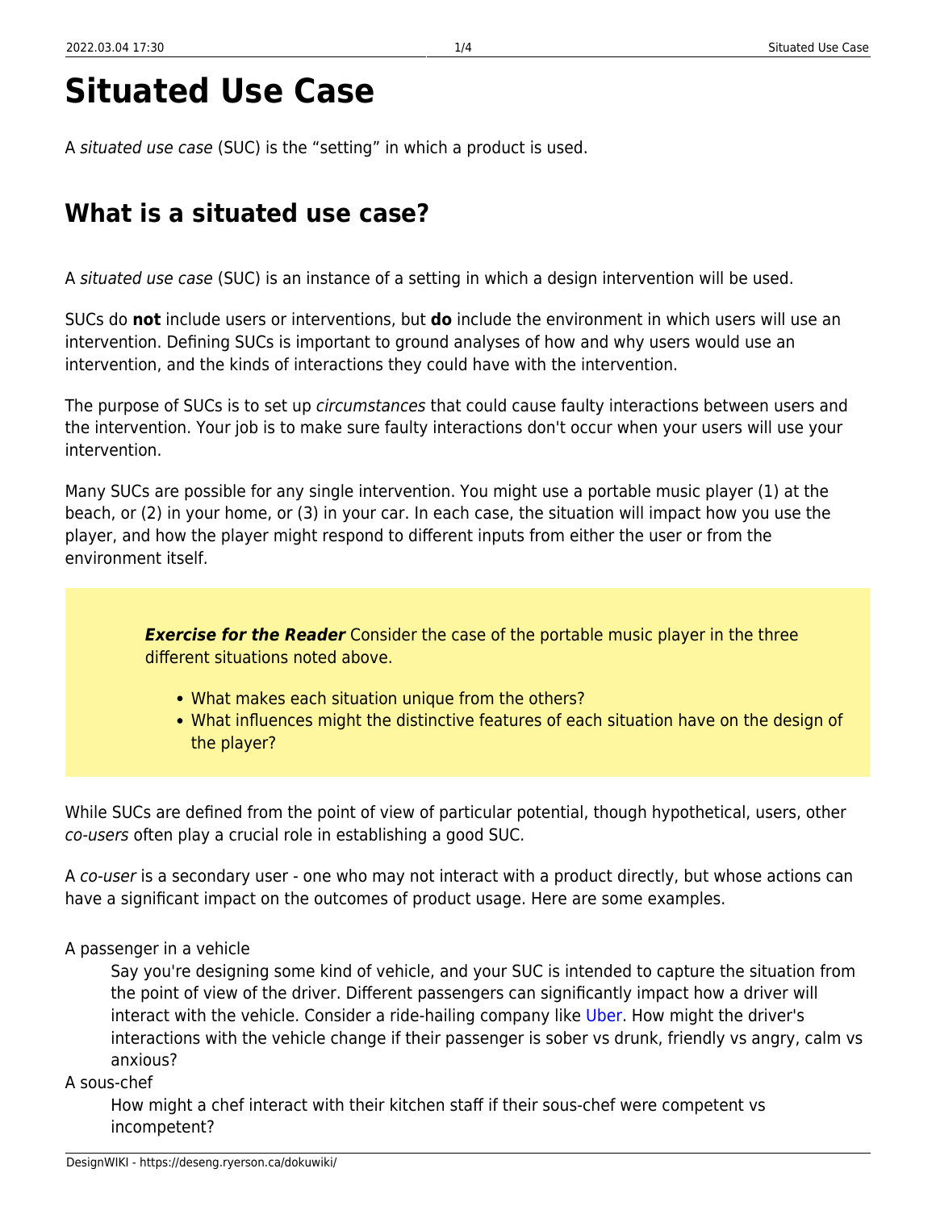# Situated Use Case

A *situated use case* (SUC) is the "setting" in which a product is used.

## What is a situated use case?

A *situated use case* (SUC) is an instance of a setting in which a design intervention will be used.

SUCs do **not** include users or interventions, but **do** include the environment in which users will use an intervention. Defining SUCs is important to ground analyses of how and why users would use an intervention, and the kinds of interactions they could have with the intervention.

The purpose of SUCs is to set up *circumstances* that could cause faulty interactions between users and the intervention. Your job is to make sure faulty interactions don't occur when your users will use your intervention.

Many SUCs are possible for any single intervention. You might use a portable music player (1) at the beach, or (2) in your home, or (3) in your car. In each case, the situation will impact how you use the player, and how the player might respond to different inputs from either the user or from the environment itself.

> ***Exercise for the Reader*** Consider the case of the portable music player in the three different situations noted above.
>
> - What makes each situation unique from the others?
> - What influences might the distinctive features of each situation have on the design of the player?

While SUCs are defined from the point of view of particular potential, though hypothetical, users, other *co-users* often play a crucial role in establishing a good SUC.

A *co-user* is a secondary user - one who may not interact with a product directly, but whose actions can have a significant impact on the outcomes of product usage. Here are some examples.

A passenger in a vehicle
: Say you're designing some kind of vehicle, and your SUC is intended to capture the situation from the point of view of the driver. Different passengers can significantly impact how a driver will interact with the vehicle. Consider a ride-hailing company like Uber. How might the driver's interactions with the vehicle change if their passenger is sober vs drunk, friendly vs angry, calm vs anxious?

A sous-chef
: How might a chef interact with their kitchen staff if their sous-chef were competent vs incompetent?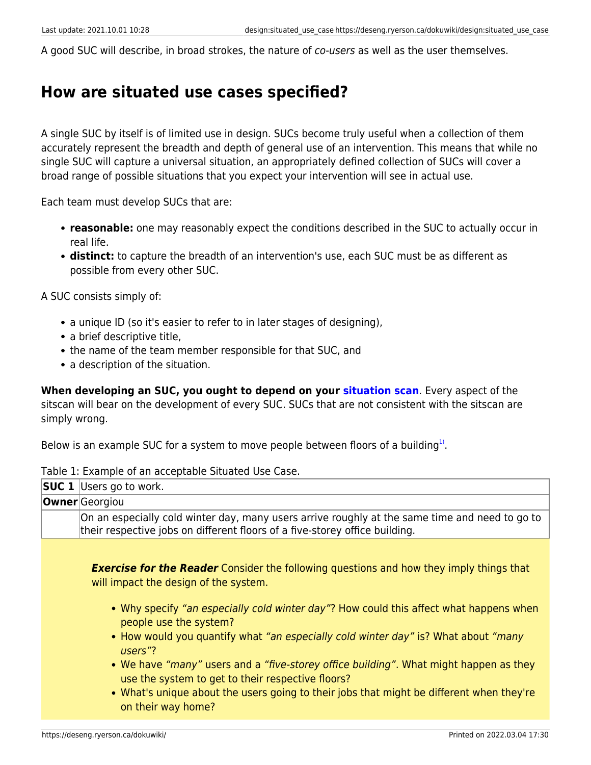A good SUC will describe, in broad strokes, the nature of *co-users* as well as the user themselves.

## How are situated use cases specified?

A single SUC by itself is of limited use in design. SUCs become truly useful when a collection of them accurately represent the breadth and depth of general use of an intervention. This means that while no single SUC will capture a universal situation, an appropriately defined collection of SUCs will cover a broad range of possible situations that you expect your intervention will see in actual use.

Each team must develop SUCs that are:

- **reasonable:** one may reasonably expect the conditions described in the SUC to actually occur in real life.
- **distinct:** to capture the breadth of an intervention's use, each SUC must be as different as possible from every other SUC.

A SUC consists simply of:

- a unique ID (so it's easier to refer to in later stages of designing),
- a brief descriptive title,
- the name of the team member responsible for that SUC, and
- a description of the situation.

**When developing an SUC, you ought to depend on your situation scan**. Every aspect of the sitscan will bear on the development of every SUC. SUCs that are not consistent with the sitscan are simply wrong.

Below is an example SUC for a system to move people between floors of a building[1].

Table 1: Example of an acceptable Situated Use Case.

| **SUC 1** | Users go to work. |
|---|---|
| **Owner** | Georgiou |
| | On an especially cold winter day, many users arrive roughly at the same time and need to go to their respective jobs on different floors of a five-storey office building. |

> ***Exercise for the Reader*** Consider the following questions and how they imply things that will impact the design of the system.
>
> - Why specify *"an especially cold winter day"*? How could this affect what happens when people use the system?
> - How would you quantify what *"an especially cold winter day"* is? What about *"many users"*?
> - We have *"many"* users and a *"five-storey office building"*. What might happen as they use the system to get to their respective floors?
> - What's unique about the users going to their jobs that might be different when they're on their way home?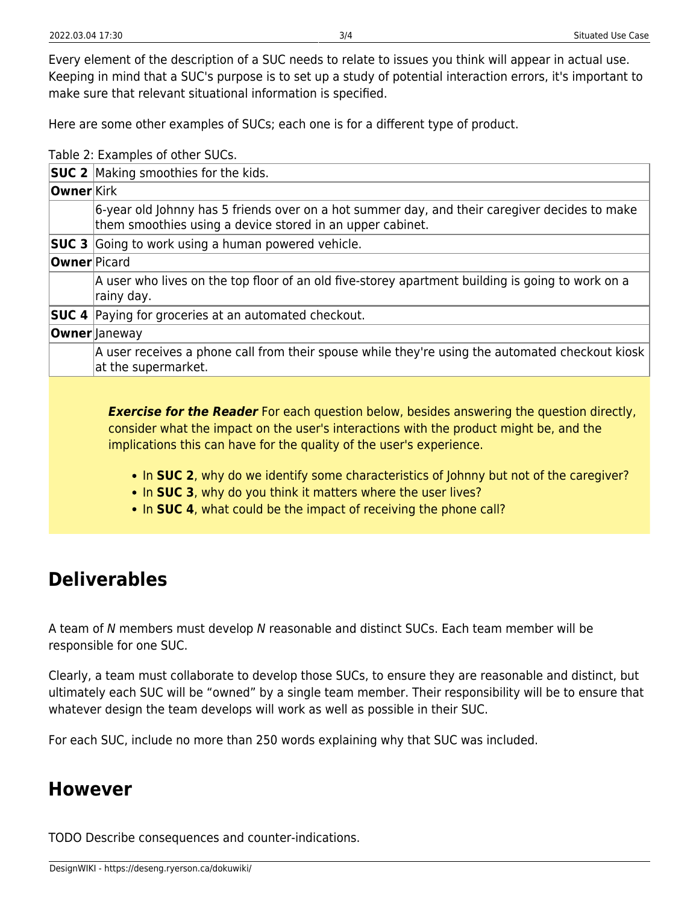Every element of the description of a SUC needs to relate to issues you think will appear in actual use. Keeping in mind that a SUC's purpose is to set up a study of potential interaction errors, it's important to make sure that relevant situational information is specified.

Here are some other examples of SUCs; each one is for a different type of product.

Table 2: Examples of other SUCs.

| | |
|---|---|
| **SUC 2** | Making smoothies for the kids. |
| **Owner** | Kirk |
| | 6-year old Johnny has 5 friends over on a hot summer day, and their caregiver decides to make them smoothies using a device stored in an upper cabinet. |
| **SUC 3** | Going to work using a human powered vehicle. |
| **Owner** | Picard |
| | A user who lives on the top floor of an old five-storey apartment building is going to work on a rainy day. |
| **SUC 4** | Paying for groceries at an automated checkout. |
| **Owner** | Janeway |
| | A user receives a phone call from their spouse while they're using the automated checkout kiosk at the supermarket. |

> ***Exercise for the Reader*** For each question below, besides answering the question directly, consider what the impact on the user's interactions with the product might be, and the implications this can have for the quality of the user's experience.
>
> - In **SUC 2**, why do we identify some characteristics of Johnny but not of the caregiver?
> - In **SUC 3**, why do you think it matters where the user lives?
> - In **SUC 4**, what could be the impact of receiving the phone call?

## Deliverables

A team of *N* members must develop *N* reasonable and distinct SUCs. Each team member will be responsible for one SUC.

Clearly, a team must collaborate to develop those SUCs, to ensure they are reasonable and distinct, but ultimately each SUC will be "owned" by a single team member. Their responsibility will be to ensure that whatever design the team develops will work as well as possible in their SUC.

For each SUC, include no more than 250 words explaining why that SUC was included.

## However

TODO Describe consequences and counter-indications.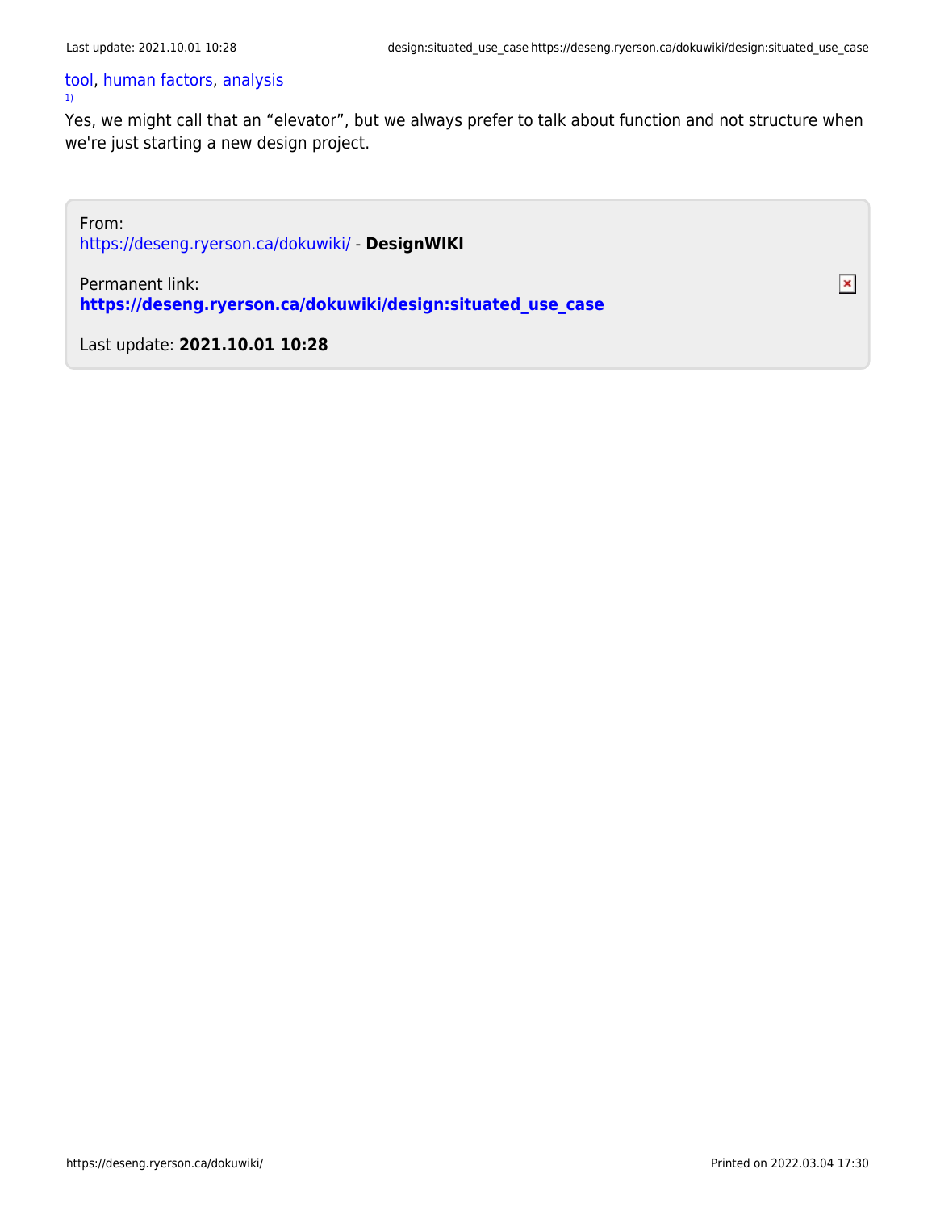tool, human factors, analysis

[1] Yes, we might call that an "elevator", but we always prefer to talk about function and not structure when we're just starting a new design project.

From:
https://deseng.ryerson.ca/dokuwiki/ - **DesignWIKI**

Permanent link:
**https://deseng.ryerson.ca/dokuwiki/design:situated_use_case**

Last update: **2021.10.01 10:28**